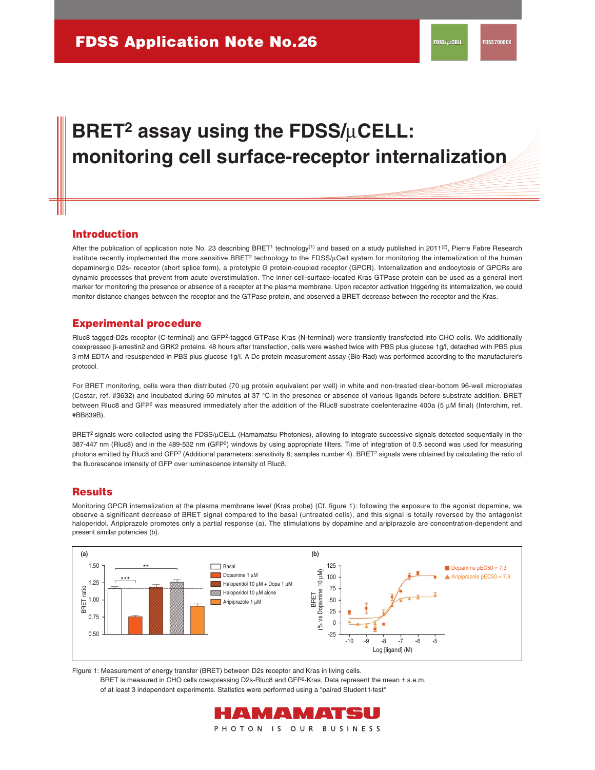FDSS Application Note No.26

# BRET² assay using the FDSS/µCELL: monitoring cell surface-receptor internalization

## Introduction

After the publication of application note No. 23 describing BRET[1] technology[(1)] and based on a study published in 2011[(2)], Pierre Fabre Research Institute recently implemented the more sensitive BRET² technology to the FDSS/µCell system for monitoring the internalization of the human dopaminergic D2s- receptor (short splice form), a prototypic G protein-coupled receptor (GPCR). Internalization and endocytosis of GPCRs are dynamic processes that prevent from acute overstimulation. The inner cell-surface-located Kras GTPase protein can be used as a general inert marker for monitoring the presence or absence of a receptor at the plasma membrane. Upon receptor activation triggering its internalization, we could monitor distance changes between the receptor and the GTPase protein, and observed a BRET decrease between the receptor and the Kras.

## Experimental procedure

Rluc8 tagged-D2s receptor (C-terminal) and GFP²-tagged GTPase Kras (N-terminal) were transiently transfected into CHO cells. We additionally coexpressed β-arrestin2 and GRK2 proteins. 48 hours after transfection, cells were washed twice with PBS plus glucose 1g/l, detached with PBS plus 3 mM EDTA and resuspended in PBS plus glucose 1g/l. A Dc protein measurement assay (Bio-Rad) was performed according to the manufacturer's protocol.

For BRET monitoring, cells were then distributed (70 µg protein equivalent per well) in white and non-treated clear-bottom 96-well microplates (Costar, ref. #3632) and incubated during 60 minutes at 37 °C in the presence or absence of various ligands before substrate addition. BRET between Rluc8 and GFP² was measured immediately after the addition of the Rluc8 substrate coelenterazine 400a (5 µM final) (Interchim, ref. #BB839B).

BRET² signals were collected using the FDSS/µCELL (Hamamatsu Photonics), allowing to integrate successive signals detected sequentially in the 387-447 nm (Rluc8) and in the 489-532 nm (GFP²) windows by using appropriate filters. Time of integration of 0.5 second was used for measuring photons emitted by Rluc8 and GFP² (Additional parameters: sensitivity 8; samples number 4). BRET² signals were obtained by calculating the ratio of the fluorescence intensity of GFP over luminescence intensity of Rluc8.

## Results

Monitoring GPCR internalization at the plasma membrane level (Kras probe) (Cf. figure 1): following the exposure to the agonist dopamine, we observe a significant decrease of BRET signal compared to the basal (untreated cells), and this signal is totally reversed by the antagonist haloperidol. Aripiprazole promotes only a partial response (a). The stimulations by dopamine and aripiprazole are concentration-dependent and present similar potencies (b).

Figure 1: Measurement of energy transfer (BRET) between D2s receptor and Kras in living cells.
BRET is measured in CHO cells coexpressing D2s-Rluc8 and GFP²-Kras. Data represent the mean ± s.e.m. of at least 3 independent experiments. Statistics were performed using a "paired Student t-test"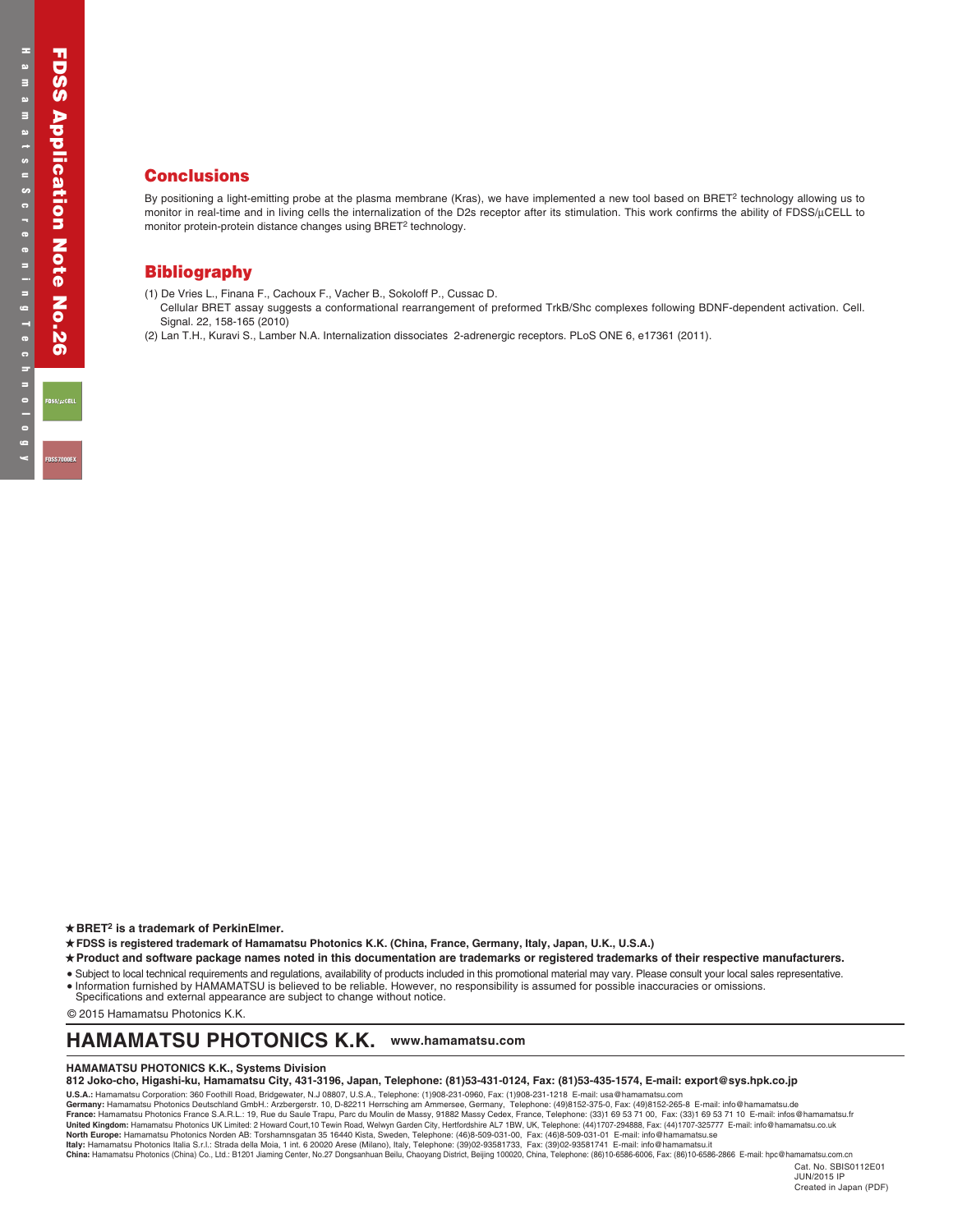## Conclusions

By positioning a light-emitting probe at the plasma membrane (Kras), we have implemented a new tool based on BRET$^2$ technology allowing us to monitor in real-time and in living cells the internalization of the D2s receptor after its stimulation. This work confirms the ability of FDSS/µCELL to monitor protein-protein distance changes using BRET$^2$ technology.

## Bibliography

(1) De Vries L., Finana F., Cachoux F., Vacher B., Sokoloff P., Cussac D.
Cellular BRET assay suggests a conformational rearrangement of preformed TrkB/Shc complexes following BDNF-dependent activation. Cell. Signal. 22, 158-165 (2010)

(2) Lan T.H., Kuravi S., Lamber N.A. Internalization dissociates 2-adrenergic receptors. PLoS ONE 6, e17361 (2011).

**★BRET$^2$ is a trademark of PerkinElmer.**

**★FDSS is registered trademark of Hamamatsu Photonics K.K. (China, France, Germany, Italy, Japan, U.K., U.S.A.)**

**★Product and software package names noted in this documentation are trademarks or registered trademarks of their respective manufacturers.**

- Subject to local technical requirements and regulations, availability of products included in this promotional material may vary. Please consult your local sales representative.
- Information furnished by HAMAMATSU is believed to be reliable. However, no responsibility is assumed for possible inaccuracies or omissions. Specifications and external appearance are subject to change without notice.

© 2015 Hamamatsu Photonics K.K.

**HAMAMATSU PHOTONICS K.K.** www.hamamatsu.com

**HAMAMATSU PHOTONICS K.K., Systems Division**
**812 Joko-cho, Higashi-ku, Hamamatsu City, 431-3196, Japan, Telephone: (81)53-431-0124, Fax: (81)53-435-1574, E-mail: export@sys.hpk.co.jp**

**U.S.A.:** Hamamatsu Corporation: 360 Foothill Road, Bridgewater, N.J 08807, U.S.A., Telephone: (1)908-231-0960, Fax: (1)908-231-1218 E-mail: usa@hamamatsu.com
**Germany:** Hamamatsu Photonics Deutschland GmbH.: Arzbergerstr. 10, D-82211 Herrsching am Ammersee, Germany, Telephone: (49)8152-375-0, Fax: (49)8152-265-8 E-mail: info@hamamatsu.de
**France:** Hamamatsu Photonics France S.A.R.L.: 19, Rue du Saule Trapu, Parc du Moulin de Massy, 91882 Massy Cedex, France, Telephone: (33)1 69 53 71 00, Fax: (33)1 69 53 71 10 E-mail: infos@hamamatsu.fr
**United Kingdom:** Hamamatsu Photonics UK Limited: 2 Howard Court,10 Tewin Road, Welwyn Garden City, Hertfordshire AL7 1BW, UK, Telephone: (44)1707-294888, Fax: (44)1707-325777 E-mail: info@hamamatsu.co.uk
**North Europe:** Hamamatsu Photonics Norden AB: Torshamnsgatan 35 16440 Kista, Sweden, Telephone: (46)8-509-031-00, Fax: (46)8-509-031-01 E-mail: info@hamamatsu.se
**Italy:** Hamamatsu Photonics Italia S.r.l.: Strada della Moia, 1 int. 6 20020 Arese (Milano), Italy, Telephone: (39)02-93581733, Fax: (39)02-93581741 E-mail: info@hamamatsu.it
**China:** Hamamatsu Photonics (China) Co., Ltd.: B1201 Jiaming Center, No.27 Dongsanhuan Beilu, Chaoyang District, Beijing 100020, China, Telephone: (86)10-6586-6006, Fax: (86)10-6586-2866 E-mail: hpc@hamamatsu.com.cn

Cat. No. SBIS0112E01
JUN/2015 IP
Created in Japan (PDF)